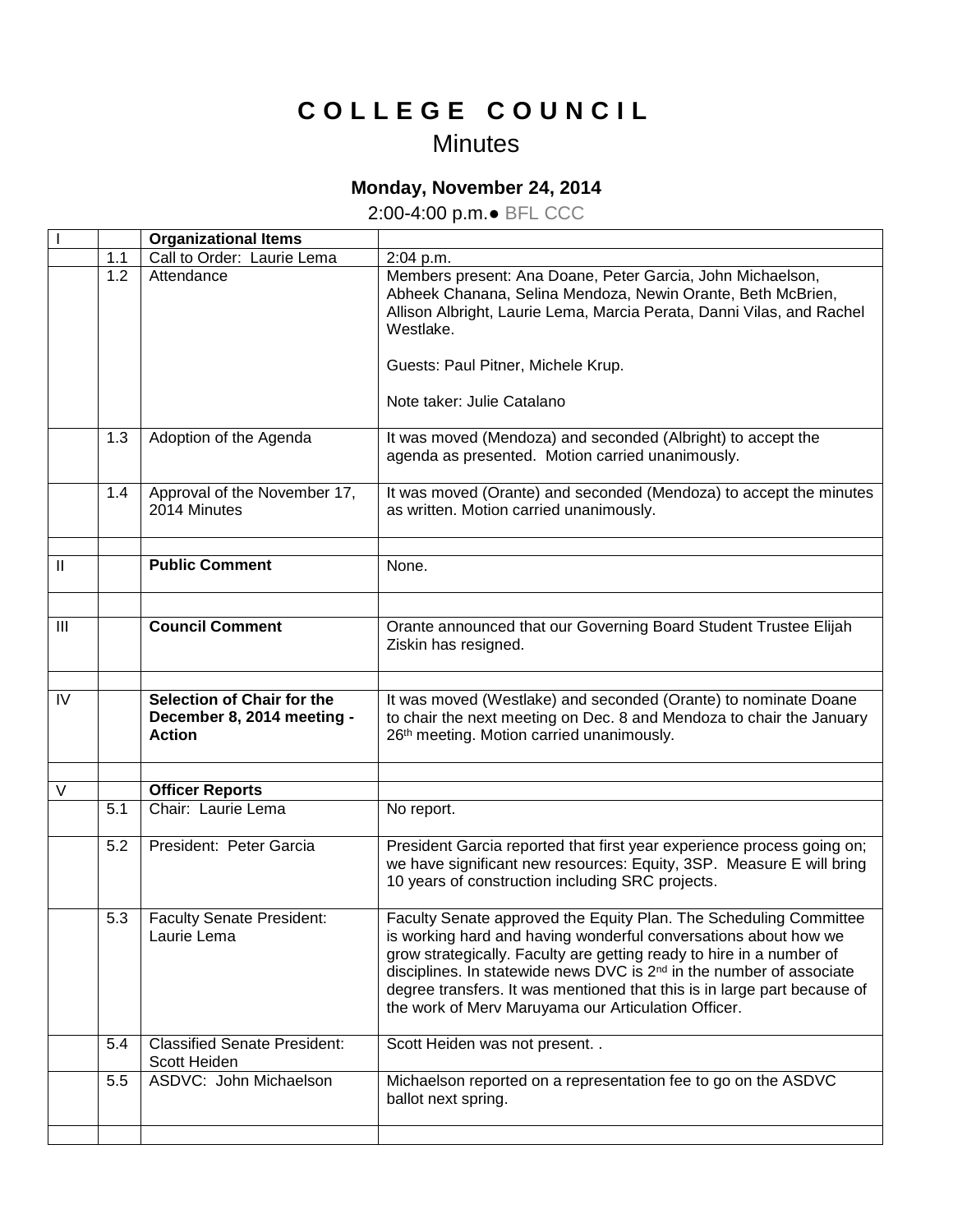# C O L L E G E   C O U N C I L

## Minutes

### Monday, November 24, 2014

2:00-4:00 p.m.● BFL CCC

| I | | **Organizational Items** | |
|---|---|---|---|
| | 1.1 | Call to Order: Laurie Lema | 2:04 p.m. |
| | 1.2 | Attendance | Members present: Ana Doane, Peter Garcia, John Michaelson, Abheek Chanana, Selina Mendoza, Newin Orante, Beth McBrien, Allison Albright, Laurie Lema, Marcia Perata, Danni Vilas, and Rachel Westlake.<br><br>Guests: Paul Pitner, Michele Krup.<br><br>Note taker: Julie Catalano |
| | 1.3 | Adoption of the Agenda | It was moved (Mendoza) and seconded (Albright) to accept the agenda as presented. Motion carried unanimously. |
| | 1.4 | Approval of the November 17, 2014 Minutes | It was moved (Orante) and seconded (Mendoza) to accept the minutes as written. Motion carried unanimously. |
| | | | |
| II | | **Public Comment** | None. |
| | | | |
| III | | **Council Comment** | Orante announced that our Governing Board Student Trustee Elijah Ziskin has resigned. |
| | | | |
| IV | | **Selection of Chair for the December 8, 2014 meeting - Action** | It was moved (Westlake) and seconded (Orante) to nominate Doane to chair the next meeting on Dec. 8 and Mendoza to chair the January 26th meeting. Motion carried unanimously. |
| | | | |
| V | | **Officer Reports** | |
| | 5.1 | Chair: Laurie Lema | No report. |
| | 5.2 | President: Peter Garcia | President Garcia reported that first year experience process going on; we have significant new resources: Equity, 3SP. Measure E will bring 10 years of construction including SRC projects. |
| | 5.3 | Faculty Senate President: Laurie Lema | Faculty Senate approved the Equity Plan. The Scheduling Committee is working hard and having wonderful conversations about how we grow strategically. Faculty are getting ready to hire in a number of disciplines. In statewide news DVC is 2nd in the number of associate degree transfers. It was mentioned that this is in large part because of the work of Merv Maruyama our Articulation Officer. |
| | 5.4 | Classified Senate President: Scott Heiden | Scott Heiden was not present. . |
| | 5.5 | ASDVC: John Michaelson | Michaelson reported on a representation fee to go on the ASDVC ballot next spring. |
| | | | |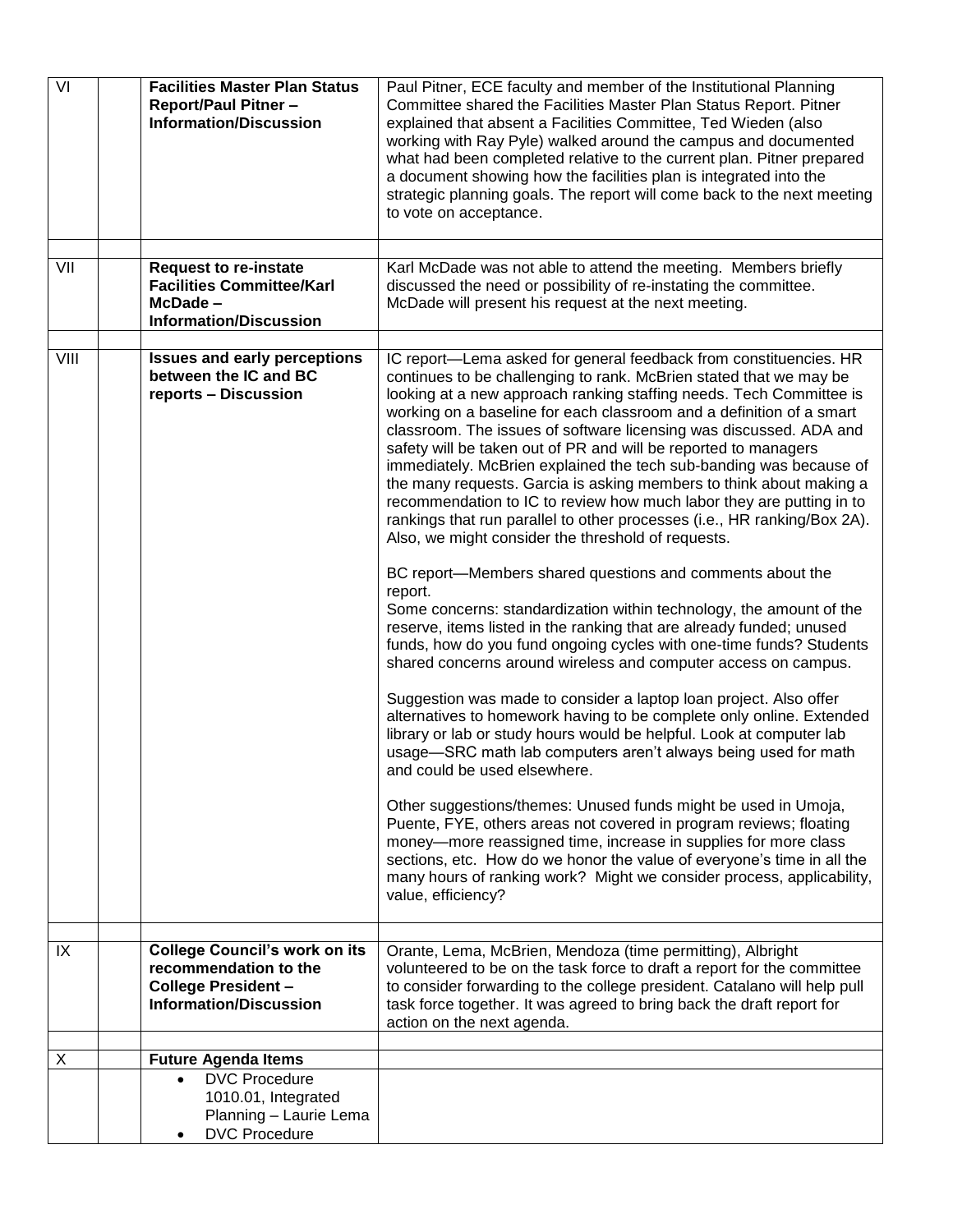| | | | |
|---|---|---|---|
| VI | | **Facilities Master Plan Status Report/Paul Pitner – Information/Discussion** | Paul Pitner, ECE faculty and member of the Institutional Planning Committee shared the Facilities Master Plan Status Report. Pitner explained that absent a Facilities Committee, Ted Wieden (also working with Ray Pyle) walked around the campus and documented what had been completed relative to the current plan. Pitner prepared a document showing how the facilities plan is integrated into the strategic planning goals. The report will come back to the next meeting to vote on acceptance. |
| | | | |
| VII | | **Request to re-instate Facilities Committee/Karl McDade – Information/Discussion** | Karl McDade was not able to attend the meeting. Members briefly discussed the need or possibility of re-instating the committee. McDade will present his request at the next meeting. |
| | | | |
| VIII | | **Issues and early perceptions between the IC and BC reports – Discussion** | IC report—Lema asked for general feedback from constituencies. HR continues to be challenging to rank. McBrien stated that we may be looking at a new approach ranking staffing needs. Tech Committee is working on a baseline for each classroom and a definition of a smart classroom. The issues of software licensing was discussed. ADA and safety will be taken out of PR and will be reported to managers immediately. McBrien explained the tech sub-banding was because of the many requests. Garcia is asking members to think about making a recommendation to IC to review how much labor they are putting in to rankings that run parallel to other processes (i.e., HR ranking/Box 2A). Also, we might consider the threshold of requests.<br><br>BC report—Members shared questions and comments about the report.<br>Some concerns: standardization within technology, the amount of the reserve, items listed in the ranking that are already funded; unused funds, how do you fund ongoing cycles with one-time funds? Students shared concerns around wireless and computer access on campus.<br><br>Suggestion was made to consider a laptop loan project. Also offer alternatives to homework having to be complete only online. Extended library or lab or study hours would be helpful. Look at computer lab usage—SRC math lab computers aren't always being used for math and could be used elsewhere.<br><br>Other suggestions/themes: Unused funds might be used in Umoja, Puente, FYE, others areas not covered in program reviews; floating money—more reassigned time, increase in supplies for more class sections, etc. How do we honor the value of everyone's time in all the many hours of ranking work? Might we consider process, applicability, value, efficiency? |
| | | | |
| IX | | **College Council's work on its recommendation to the College President – Information/Discussion** | Orante, Lema, McBrien, Mendoza (time permitting), Albright volunteered to be on the task force to draft a report for the committee to consider forwarding to the college president. Catalano will help pull task force together. It was agreed to bring back the draft report for action on the next agenda. |
| | | | |
| X | | **Future Agenda Items** | |
| | | • DVC Procedure 1010.01, Integrated Planning – Laurie Lema<br>• DVC Procedure | |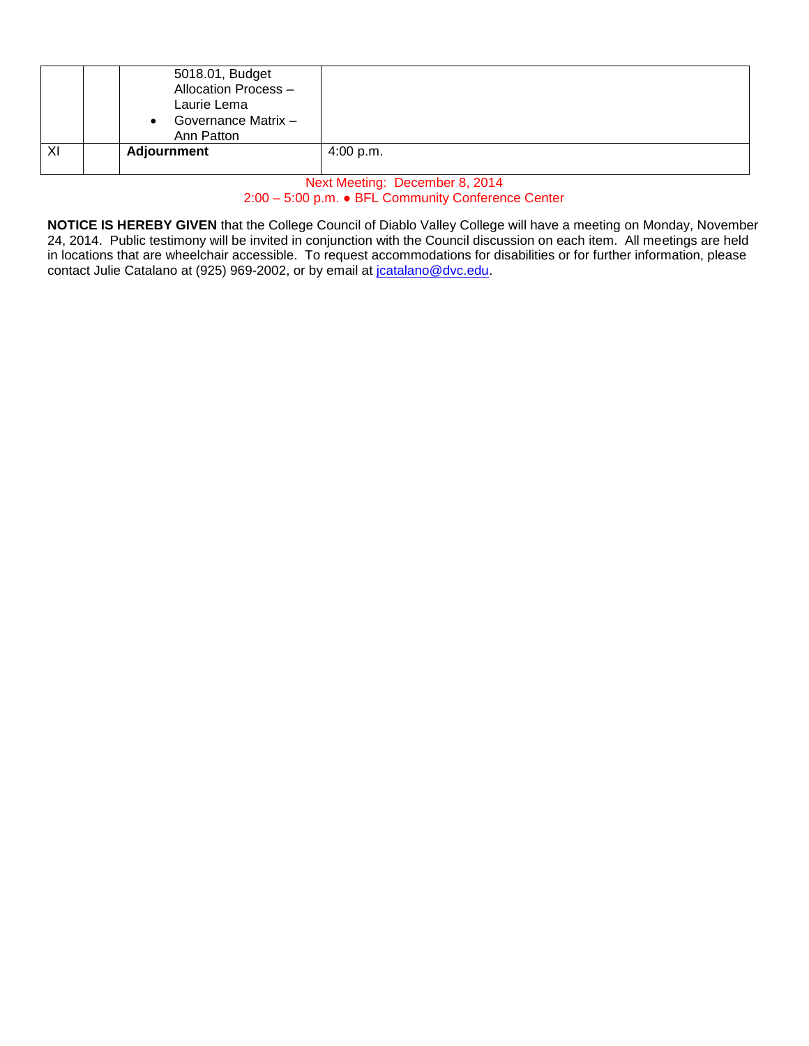| | | | |
|---|---|---|---|
| | | 5018.01, Budget Allocation Process – Laurie Lema<br>• Governance Matrix – Ann Patton | |
| XI | | **Adjournment** | 4:00 p.m. |

Next Meeting: December 8, 2014
2:00 – 5:00 p.m. ● BFL Community Conference Center

**NOTICE IS HEREBY GIVEN** that the College Council of Diablo Valley College will have a meeting on Monday, November 24, 2014. Public testimony will be invited in conjunction with the Council discussion on each item. All meetings are held in locations that are wheelchair accessible. To request accommodations for disabilities or for further information, please contact Julie Catalano at (925) 969-2002, or by email at jcatalano@dvc.edu.